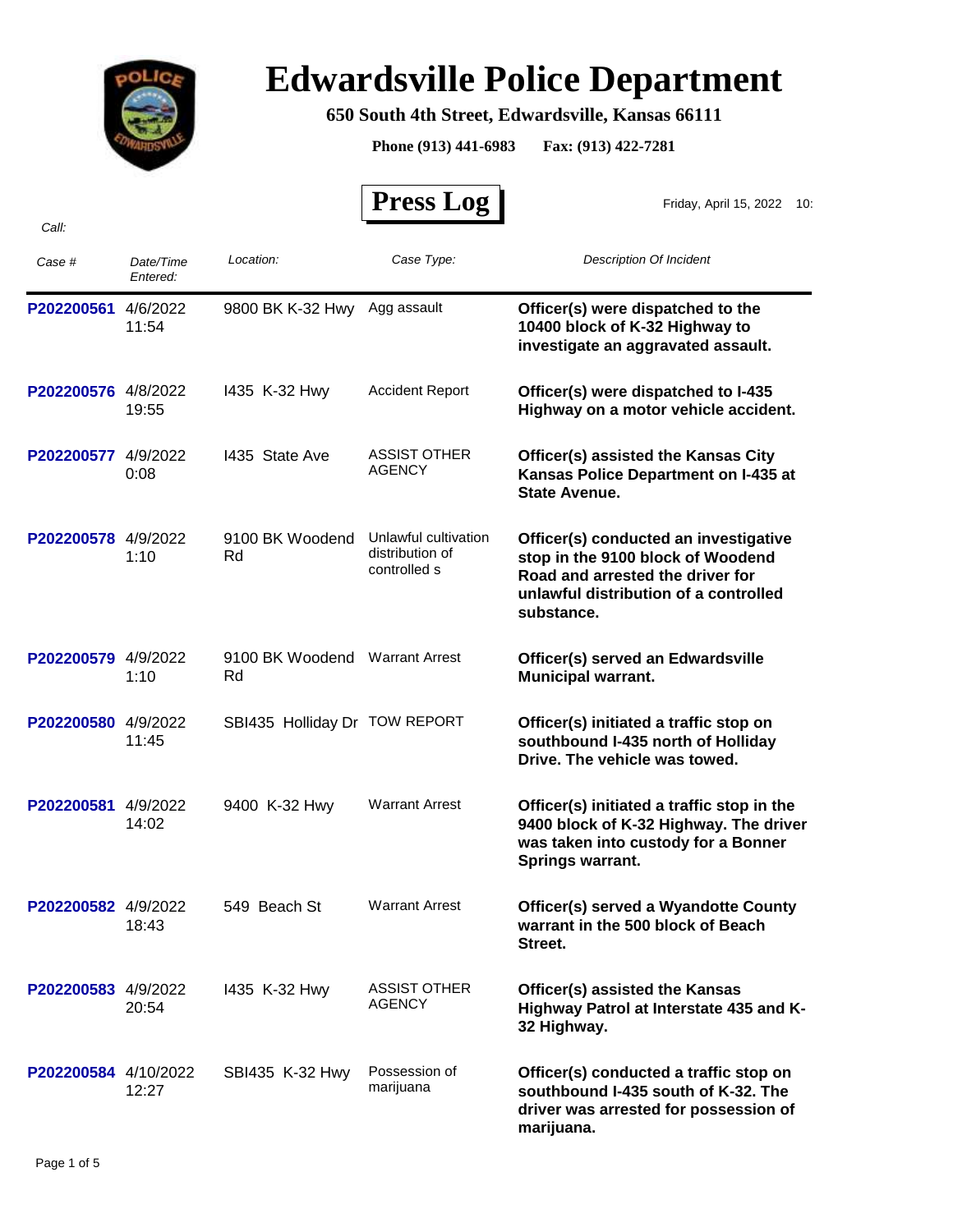# Edwardsville Police Department

**650 South 4th Street, Edwardsville, Kansas 66111**

**Phone (913) 441-6983    Fax: (913) 422-7281**

## Press Log

Friday, April 15, 2022    10:

*Call:*

| *Case #* | *Date/Time Entered:* | *Location:* | *Case Type:* | *Description Of Incident* |
|---|---|---|---|---|
| **P202200561** | 4/6/2022 11:54 | 9800 BK K-32 Hwy | Agg assault | **Officer(s) were dispatched to the 10400 block of K-32 Highway to investigate an aggravated assault.** |
| **P202200576** | 4/8/2022 19:55 | I435 K-32 Hwy | Accident Report | **Officer(s) were dispatched to I-435 Highway on a motor vehicle accident.** |
| **P202200577** | 4/9/2022 0:08 | I435 State Ave | ASSIST OTHER AGENCY | **Officer(s) assisted the Kansas City Kansas Police Department on I-435 at State Avenue.** |
| **P202200578** | 4/9/2022 1:10 | 9100 BK Woodend Rd | Unlawful cultivation distribution of controlled s | **Officer(s) conducted an investigative stop in the 9100 block of Woodend Road and arrested the driver for unlawful distribution of a controlled substance.** |
| **P202200579** | 4/9/2022 1:10 | 9100 BK Woodend Rd | Warrant Arrest | **Officer(s) served an Edwardsville Municipal warrant.** |
| **P202200580** | 4/9/2022 11:45 | SBI435 Holliday Dr | TOW REPORT | **Officer(s) initiated a traffic stop on southbound I-435 north of Holliday Drive. The vehicle was towed.** |
| **P202200581** | 4/9/2022 14:02 | 9400 K-32 Hwy | Warrant Arrest | **Officer(s) initiated a traffic stop in the 9400 block of K-32 Highway. The driver was taken into custody for a Bonner Springs warrant.** |
| **P202200582** | 4/9/2022 18:43 | 549 Beach St | Warrant Arrest | **Officer(s) served a Wyandotte County warrant in the 500 block of Beach Street.** |
| **P202200583** | 4/9/2022 20:54 | I435 K-32 Hwy | ASSIST OTHER AGENCY | **Officer(s) assisted the Kansas Highway Patrol at Interstate 435 and K-32 Highway.** |
| **P202200584** | 4/10/2022 12:27 | SBI435 K-32 Hwy | Possession of marijuana | **Officer(s) conducted a traffic stop on southbound I-435 south of K-32. The driver was arrested for possession of marijuana.** |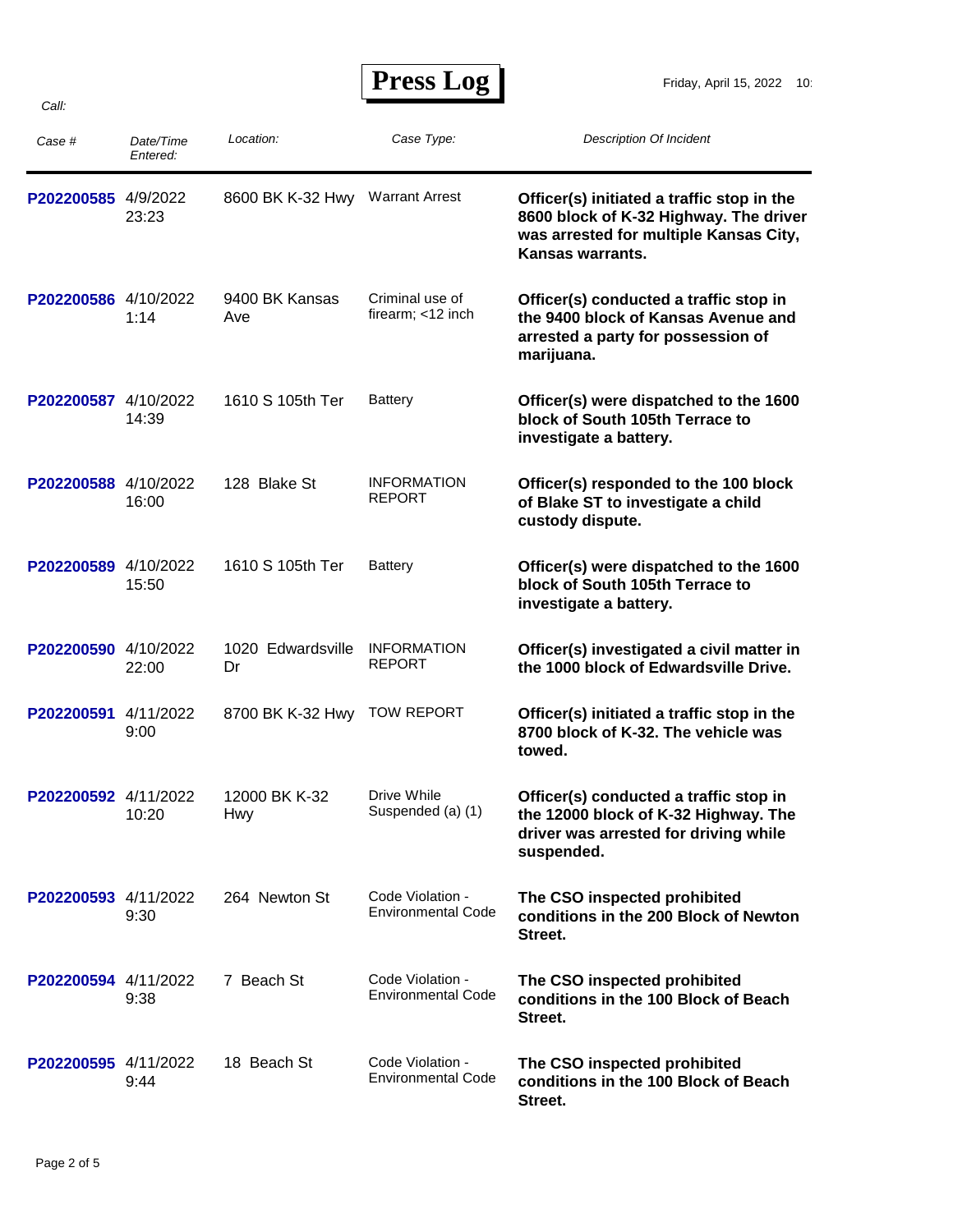# Press Log

Friday, April 15, 2022

Call:

| Case # | Date/Time Entered: | Location: | Case Type: | Description Of Incident |
|---|---|---|---|---|
| P202200585 | 4/9/2022 23:23 | 8600 BK K-32 Hwy | Warrant Arrest | **Officer(s) initiated a traffic stop in the 8600 block of K-32 Highway. The driver was arrested for multiple Kansas City, Kansas warrants.** |
| P202200586 | 4/10/2022 1:14 | 9400 BK Kansas Ave | Criminal use of firearm; <12 inch | **Officer(s) conducted a traffic stop in the 9400 block of Kansas Avenue and arrested a party for possession of marijuana.** |
| P202200587 | 4/10/2022 14:39 | 1610 S 105th Ter | Battery | **Officer(s) were dispatched to the 1600 block of South 105th Terrace to investigate a battery.** |
| P202200588 | 4/10/2022 16:00 | 128 Blake St | INFORMATION REPORT | **Officer(s) responded to the 100 block of Blake ST to investigate a child custody dispute.** |
| P202200589 | 4/10/2022 15:50 | 1610 S 105th Ter | Battery | **Officer(s) were dispatched to the 1600 block of South 105th Terrace to investigate a battery.** |
| P202200590 | 4/10/2022 22:00 | 1020 Edwardsville Dr | INFORMATION REPORT | **Officer(s) investigated a civil matter in the 1000 block of Edwardsville Drive.** |
| P202200591 | 4/11/2022 9:00 | 8700 BK K-32 Hwy | TOW REPORT | **Officer(s) initiated a traffic stop in the 8700 block of K-32. The vehicle was towed.** |
| P202200592 | 4/11/2022 10:20 | 12000 BK K-32 Hwy | Drive While Suspended (a) (1) | **Officer(s) conducted a traffic stop in the 12000 block of K-32 Highway. The driver was arrested for driving while suspended.** |
| P202200593 | 4/11/2022 9:30 | 264 Newton St | Code Violation - Environmental Code | **The CSO inspected prohibited conditions in the 200 Block of Newton Street.** |
| P202200594 | 4/11/2022 9:38 | 7 Beach St | Code Violation - Environmental Code | **The CSO inspected prohibited conditions in the 100 Block of Beach Street.** |
| P202200595 | 4/11/2022 9:44 | 18 Beach St | Code Violation - Environmental Code | **The CSO inspected prohibited conditions in the 100 Block of Beach Street.** |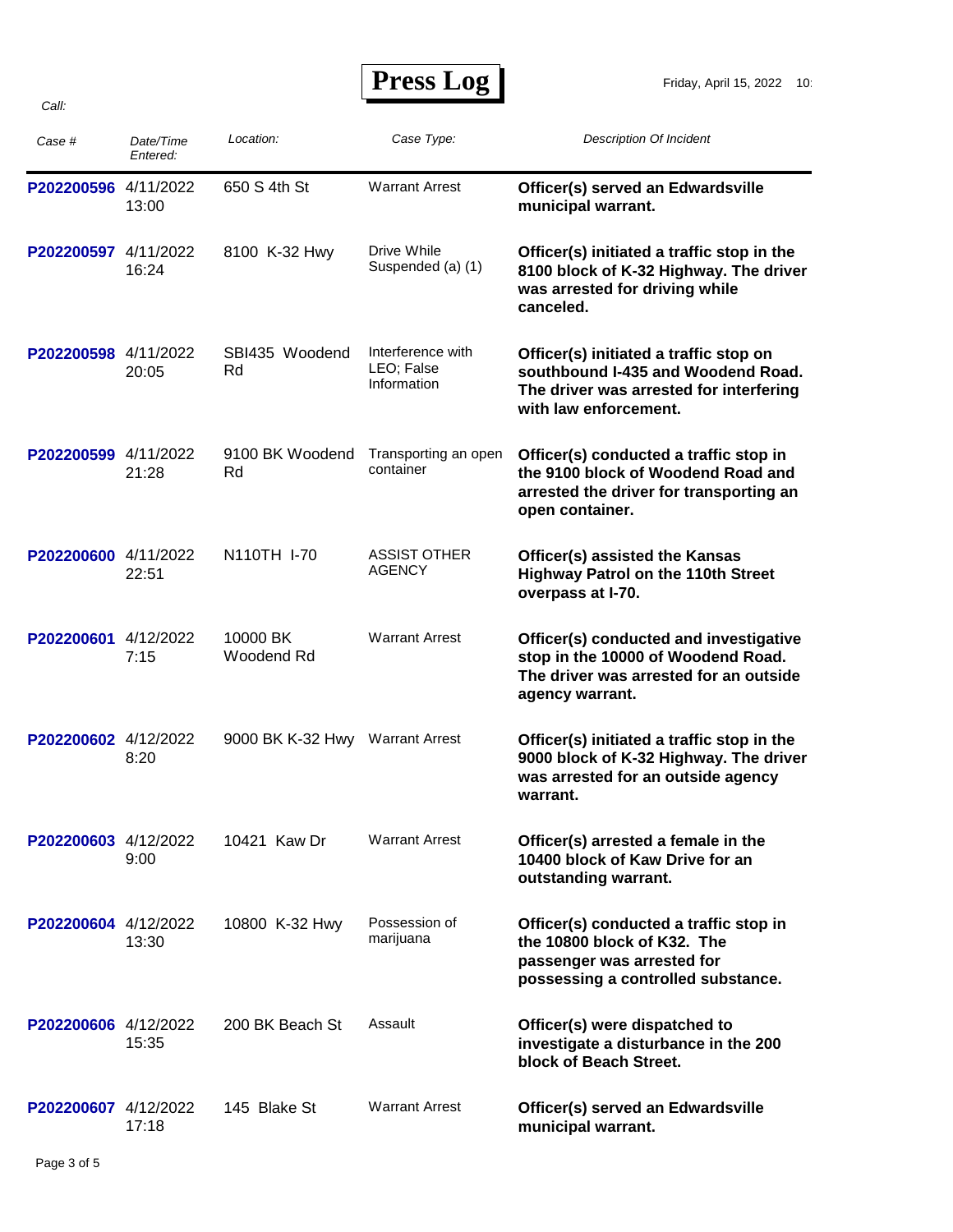# Press Log

Friday, April 15, 2022 10:

*Call:*

| *Case #* | *Date/Time Entered:* | *Location:* | *Case Type:* | *Description Of Incident* |
|---|---|---|---|---|
| P202200596 | 4/11/2022 13:00 | 650 S 4th St | Warrant Arrest | **Officer(s) served an Edwardsville municipal warrant.** |
| P202200597 | 4/11/2022 16:24 | 8100 K-32 Hwy | Drive While Suspended (a) (1) | **Officer(s) initiated a traffic stop in the 8100 block of K-32 Highway. The driver was arrested for driving while canceled.** |
| P202200598 | 4/11/2022 20:05 | SBI435 Woodend Rd | Interference with LEO; False Information | **Officer(s) initiated a traffic stop on southbound I-435 and Woodend Road. The driver was arrested for interfering with law enforcement.** |
| P202200599 | 4/11/2022 21:28 | 9100 BK Woodend Rd | Transporting an open container | **Officer(s) conducted a traffic stop in the 9100 block of Woodend Road and arrested the driver for transporting an open container.** |
| P202200600 | 4/11/2022 22:51 | N110TH I-70 | ASSIST OTHER AGENCY | **Officer(s) assisted the Kansas Highway Patrol on the 110th Street overpass at I-70.** |
| P202200601 | 4/12/2022 7:15 | 10000 BK Woodend Rd | Warrant Arrest | **Officer(s) conducted and investigative stop in the 10000 of Woodend Road. The driver was arrested for an outside agency warrant.** |
| P202200602 | 4/12/2022 8:20 | 9000 BK K-32 Hwy | Warrant Arrest | **Officer(s) initiated a traffic stop in the 9000 block of K-32 Highway. The driver was arrested for an outside agency warrant.** |
| P202200603 | 4/12/2022 9:00 | 10421 Kaw Dr | Warrant Arrest | **Officer(s) arrested a female in the 10400 block of Kaw Drive for an outstanding warrant.** |
| P202200604 | 4/12/2022 13:30 | 10800 K-32 Hwy | Possession of marijuana | **Officer(s) conducted a traffic stop in the 10800 block of K32. The passenger was arrested for possessing a controlled substance.** |
| P202200606 | 4/12/2022 15:35 | 200 BK Beach St | Assault | **Officer(s) were dispatched to investigate a disturbance in the 200 block of Beach Street.** |
| P202200607 | 4/12/2022 17:18 | 145 Blake St | Warrant Arrest | **Officer(s) served an Edwardsville municipal warrant.** |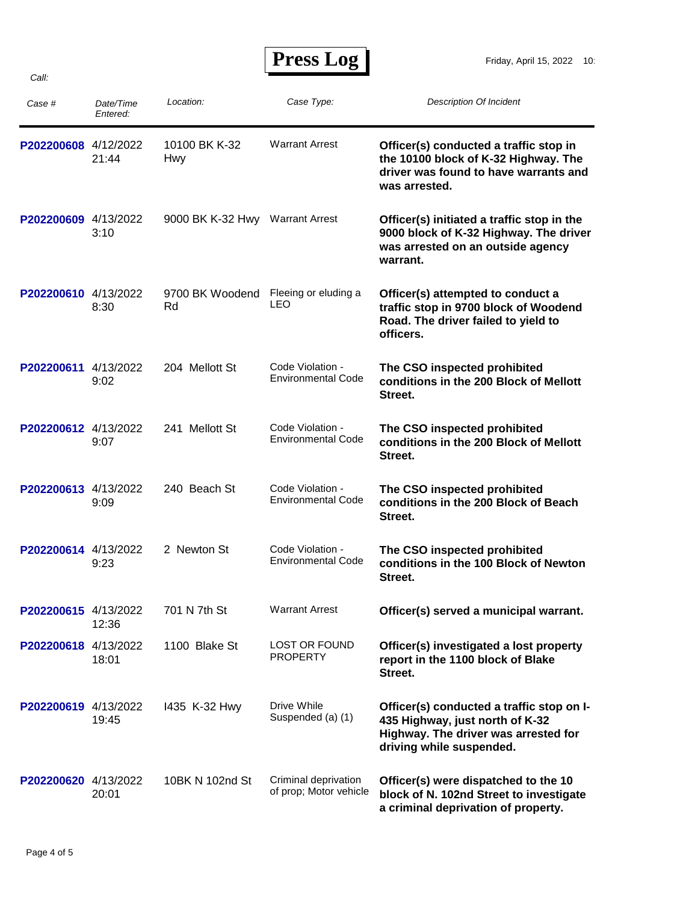# Press Log

Friday, April 15, 2022

Call:

| Case # | Date/Time Entered: | Location: | Case Type: | Description Of Incident |
|---|---|---|---|---|
| P202200608 | 4/12/2022 21:44 | 10100 BK K-32 Hwy | Warrant Arrest | **Officer(s) conducted a traffic stop in the 10100 block of K-32 Highway. The driver was found to have warrants and was arrested.** |
| P202200609 | 4/13/2022 3:10 | 9000 BK K-32 Hwy | Warrant Arrest | **Officer(s) initiated a traffic stop in the 9000 block of K-32 Highway. The driver was arrested on an outside agency warrant.** |
| P202200610 | 4/13/2022 8:30 | 9700 BK Woodend Rd | Fleeing or eluding a LEO | **Officer(s) attempted to conduct a traffic stop in 9700 block of Woodend Road. The driver failed to yield to officers.** |
| P202200611 | 4/13/2022 9:02 | 204 Mellott St | Code Violation - Environmental Code | **The CSO inspected prohibited conditions in the 200 Block of Mellott Street.** |
| P202200612 | 4/13/2022 9:07 | 241 Mellott St | Code Violation - Environmental Code | **The CSO inspected prohibited conditions in the 200 Block of Mellott Street.** |
| P202200613 | 4/13/2022 9:09 | 240 Beach St | Code Violation - Environmental Code | **The CSO inspected prohibited conditions in the 200 Block of Beach Street.** |
| P202200614 | 4/13/2022 9:23 | 2 Newton St | Code Violation - Environmental Code | **The CSO inspected prohibited conditions in the 100 Block of Newton Street.** |
| P202200615 | 4/13/2022 12:36 | 701 N 7th St | Warrant Arrest | **Officer(s) served a municipal warrant.** |
| P202200618 | 4/13/2022 18:01 | 1100 Blake St | LOST OR FOUND PROPERTY | **Officer(s) investigated a lost property report in the 1100 block of Blake Street.** |
| P202200619 | 4/13/2022 19:45 | I435 K-32 Hwy | Drive While Suspended (a) (1) | **Officer(s) conducted a traffic stop on I-435 Highway, just north of K-32 Highway. The driver was arrested for driving while suspended.** |
| P202200620 | 4/13/2022 20:01 | 10BK N 102nd St | Criminal deprivation of prop; Motor vehicle | **Officer(s) were dispatched to the 10 block of N. 102nd Street to investigate a criminal deprivation of property.** |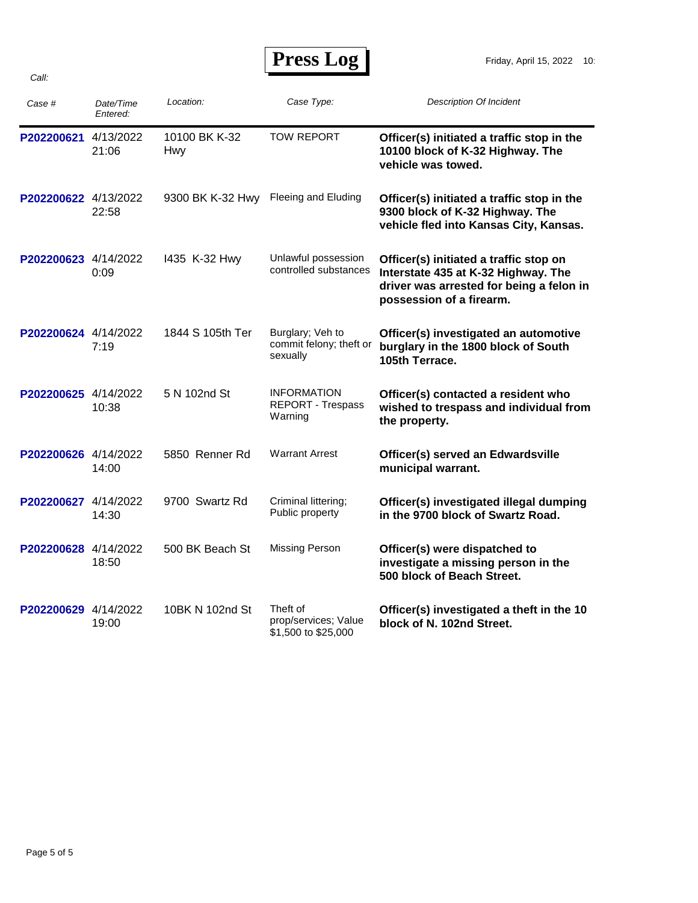# Press Log

Friday, April 15, 2022 10:

Call:

| Case # | Date/Time Entered: | Location: | Case Type: | Description Of Incident |
|---|---|---|---|---|
| P202200621 | 4/13/2022 21:06 | 10100 BK K-32 Hwy | TOW REPORT | **Officer(s) initiated a traffic stop in the 10100 block of K-32 Highway. The vehicle was towed.** |
| P202200622 | 4/13/2022 22:58 | 9300 BK K-32 Hwy | Fleeing and Eluding | **Officer(s) initiated a traffic stop in the 9300 block of K-32 Highway. The vehicle fled into Kansas City, Kansas.** |
| P202200623 | 4/14/2022 0:09 | I435 K-32 Hwy | Unlawful possession controlled substances | **Officer(s) initiated a traffic stop on Interstate 435 at K-32 Highway. The driver was arrested for being a felon in possession of a firearm.** |
| P202200624 | 4/14/2022 7:19 | 1844 S 105th Ter | Burglary; Veh to commit felony; theft or sexually | **Officer(s) investigated an automotive burglary in the 1800 block of South 105th Terrace.** |
| P202200625 | 4/14/2022 10:38 | 5 N 102nd St | INFORMATION REPORT - Trespass Warning | **Officer(s) contacted a resident who wished to trespass and individual from the property.** |
| P202200626 | 4/14/2022 14:00 | 5850 Renner Rd | Warrant Arrest | **Officer(s) served an Edwardsville municipal warrant.** |
| P202200627 | 4/14/2022 14:30 | 9700 Swartz Rd | Criminal littering; Public property | **Officer(s) investigated illegal dumping in the 9700 block of Swartz Road.** |
| P202200628 | 4/14/2022 18:50 | 500 BK Beach St | Missing Person | **Officer(s) were dispatched to investigate a missing person in the 500 block of Beach Street.** |
| P202200629 | 4/14/2022 19:00 | 10BK N 102nd St | Theft of prop/services; Value $1,500 to $25,000 | **Officer(s) investigated a theft in the 10 block of N. 102nd Street.** |